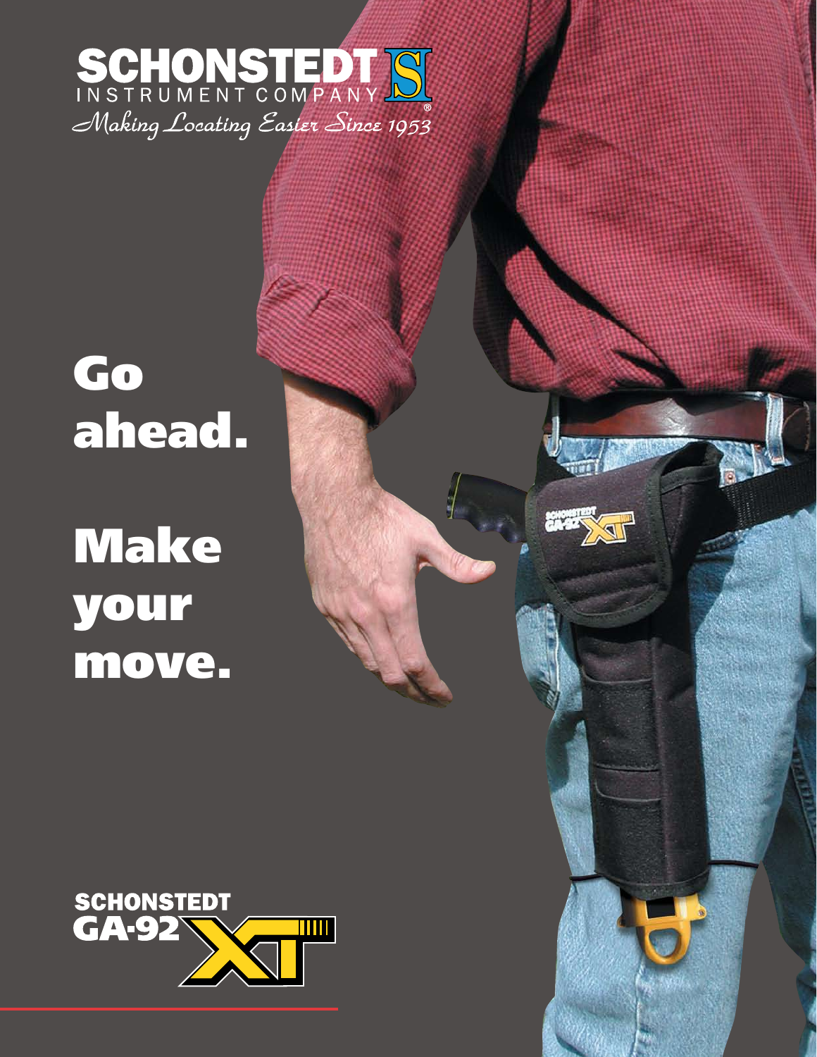**SCHONSTEDT**
INSTRUMENT COMPANY®
*Making Locating Easier Since 1953*

# Go ahead.

# Make your move.

**SCHONSTEDT GA-92 XT**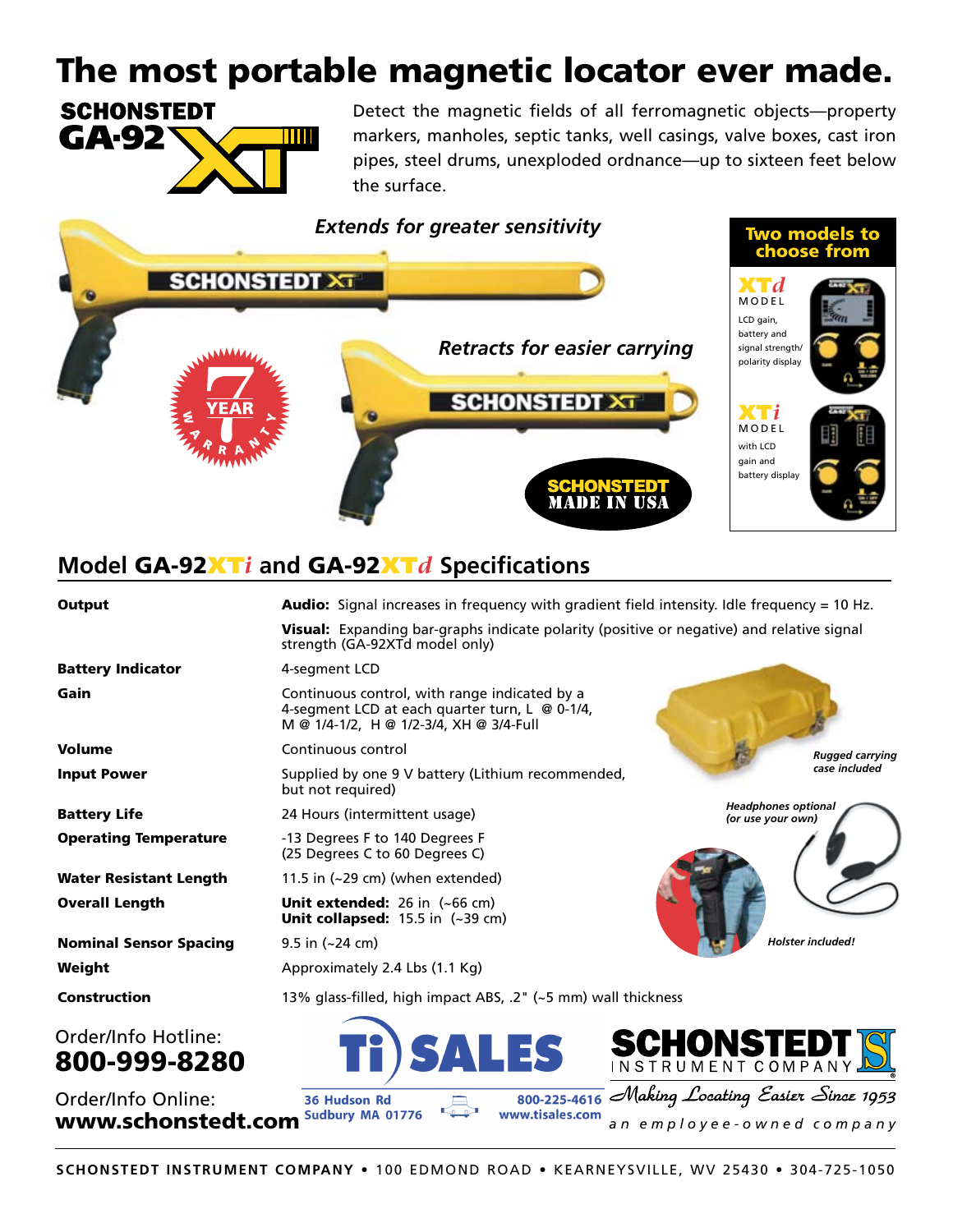# The most portable magnetic locator ever made.

**SCHONSTEDT GA-92 XT**

Detect the magnetic fields of all ferromagnetic objects—property markers, manholes, septic tanks, well casings, valve boxes, cast iron pipes, steel drums, unexploded ordnance—up to sixteen feet below the surface.

*Extends for greater sensitivity*

*Retracts for easier carrying*

7 YEAR WARRANTY

SCHONSTEDT MADE IN USA

**Two models to choose from**

**XTd** MODEL
LCD gain, battery and signal strength/polarity display

**XTi** MODEL
with LCD gain and battery display

## Model GA-92XTi and GA-92XTd Specifications

| | |
|---|---|
| **Output** | **Audio:** Signal increases in frequency with gradient field intensity. Idle frequency = 10 Hz. |
| | **Visual:** Expanding bar-graphs indicate polarity (positive or negative) and relative signal strength (GA-92XTd model only) |
| **Battery Indicator** | 4-segment LCD |
| **Gain** | Continuous control, with range indicated by a 4-segment LCD at each quarter turn, L @ 0-1/4, M @ 1/4-1/2, H @ 1/2-3/4, XH @ 3/4-Full |
| **Volume** | Continuous control |
| **Input Power** | Supplied by one 9 V battery (Lithium recommended, but not required) |
| **Battery Life** | 24 Hours (intermittent usage) |
| **Operating Temperature** | -13 Degrees F to 140 Degrees F (25 Degrees C to 60 Degrees C) |
| **Water Resistant Length** | 11.5 in (~29 cm) (when extended) |
| **Overall Length** | **Unit extended:** 26 in (~66 cm) **Unit collapsed:** 15.5 in (~39 cm) |
| **Nominal Sensor Spacing** | 9.5 in (~24 cm) |
| **Weight** | Approximately 2.4 Lbs (1.1 Kg) |
| **Construction** | 13% glass-filled, high impact ABS, .2" (~5 mm) wall thickness |

*Rugged carrying case included*

*Headphones optional (or use your own)*

*Holster included!*

Order/Info Hotline:
**800-999-8280**

Order/Info Online:
**www.schonstedt.com**

Ti SALES
36 Hudson Rd
Sudbury MA 01776
800-225-4616
www.tisales.com

SCHONSTEDT INSTRUMENT COMPANY
*Making Locating Easier Since 1953*
an employee-owned company

SCHONSTEDT INSTRUMENT COMPANY • 100 EDMOND ROAD • KEARNEYSVILLE, WV 25430 • 304-725-1050